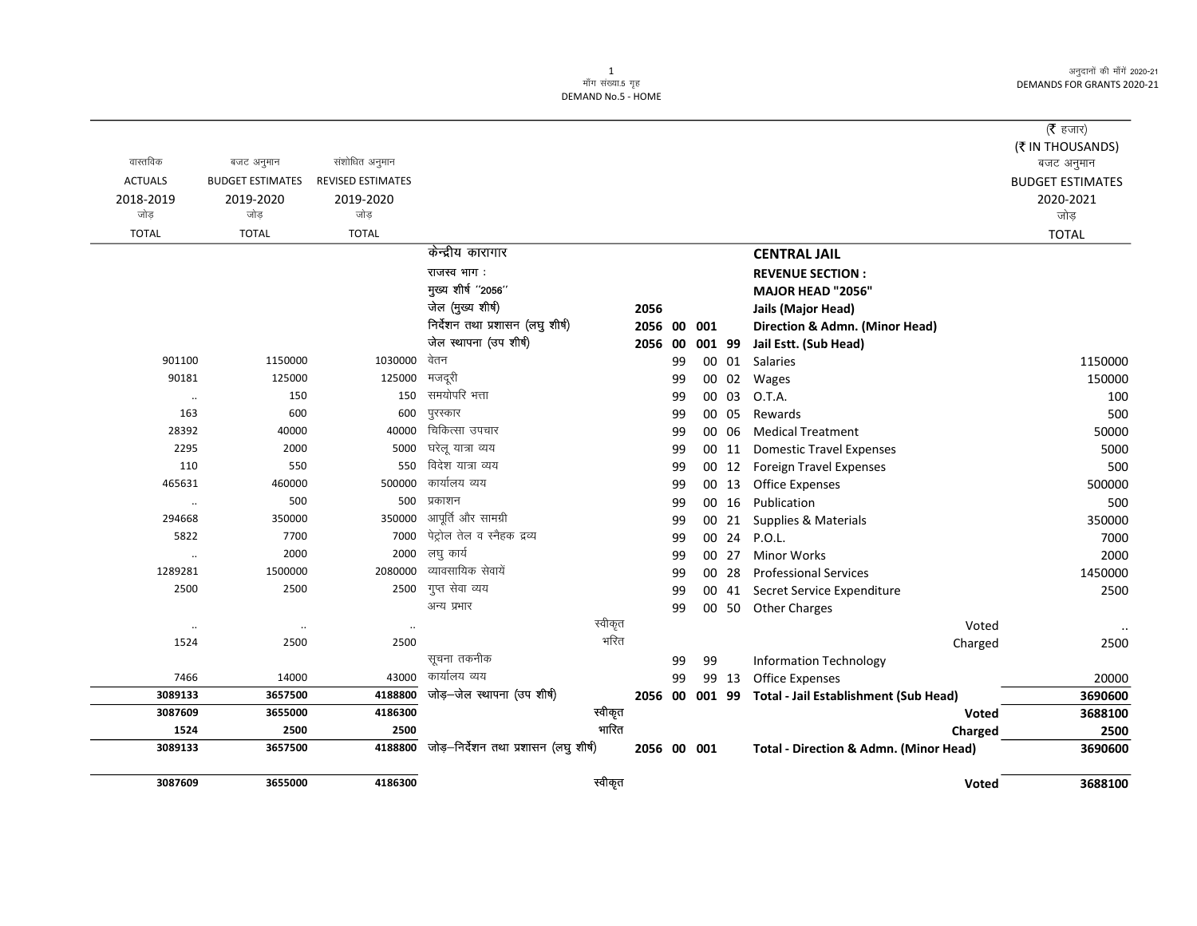मॉंग संख्या.5 गृह
DEMAND No.5 - HOME

अनुदानों की मॉंगें 2020-21
DEMANDS FOR GRANTS 2020-21

(₹ हजार)
(₹ IN THOUSANDS)

| वास्तविक ACTUALS 2018-2019 जोड़ TOTAL | बजट अनुमान BUDGET ESTIMATES 2019-2020 जोड़ TOTAL | संशोधित अनुमान REVISED ESTIMATES 2019-2020 जोड़ TOTAL | | | | | | | बजट अनुमान BUDGET ESTIMATES 2020-2021 जोड़ TOTAL |
|---|---|---|---|---|---|---|---|---|---|
| | | | केन्द्रीय कारागार | | | | | **CENTRAL JAIL** | |
| | | | राजस्व भाग : | | | | | **REVENUE SECTION :** | |
| | | | मुख्य शीर्ष "2056" | | | | | **MAJOR HEAD "2056"** | |
| | | | जेल (मुख्य शीर्ष) | 2056 | | | | **Jails (Major Head)** | |
| | | | निर्देशन तथा प्रशासन (लघु शीर्ष) | 2056 | 00 | 001 | | **Direction & Admn. (Minor Head)** | |
| | | | जेल स्थापना (उप शीर्ष) | 2056 | 00 | 001 | 99 | **Jail Estt. (Sub Head)** | |
| 901100 | 1150000 | 1030000 | वेतन | | 99 | 00 | 01 | Salaries | 1150000 |
| 90181 | 125000 | 125000 | मजदूरी | | 99 | 00 | 02 | Wages | 150000 |
| .. | 150 | 150 | समयोपरि भत्ता | | 99 | 00 | 03 | O.T.A. | 100 |
| 163 | 600 | 600 | पुरस्कार | | 99 | 00 | 05 | Rewards | 500 |
| 28392 | 40000 | 40000 | चिकित्सा उपचार | | 99 | 00 | 06 | Medical Treatment | 50000 |
| 2295 | 2000 | 5000 | घरेलू यात्रा व्यय | | 99 | 00 | 11 | Domestic Travel Expenses | 5000 |
| 110 | 550 | 550 | विदेश यात्रा व्यय | | 99 | 00 | 12 | Foreign Travel Expenses | 500 |
| 465631 | 460000 | 500000 | कार्यालय व्यय | | 99 | 00 | 13 | Office Expenses | 500000 |
| .. | 500 | 500 | प्रकाशन | | 99 | 00 | 16 | Publication | 500 |
| 294668 | 350000 | 350000 | आपूर्ति और सामग्री | | 99 | 00 | 21 | Supplies & Materials | 350000 |
| 5822 | 7700 | 7000 | पेट्रोल तेल व स्नैहक द्रव्य | | 99 | 00 | 24 | P.O.L. | 7000 |
| .. | 2000 | 2000 | लघु कार्य | | 99 | 00 | 27 | Minor Works | 2000 |
| 1289281 | 1500000 | 2080000 | व्यावसायिक सेवायें | | 99 | 00 | 28 | Professional Services | 1450000 |
| 2500 | 2500 | 2500 | गुप्त सेवा व्यय | | 99 | 00 | 41 | Secret Service Expenditure | 2500 |
| | | | अन्य प्रभार | | 99 | 00 | 50 | Other Charges | |
| .. | .. | .. | स्वीकृत | | | | | Voted | .. |
| 1524 | 2500 | 2500 | भरित | | | | | Charged | 2500 |
| | | | सूचना तकनीक | | 99 | 99 | | Information Technology | |
| 7466 | 14000 | 43000 | कार्यालय व्यय | | 99 | 99 | 13 | Office Expenses | 20000 |
| **3089133** | **3657500** | **4188800** | जोड़–जेल स्थापना (उप शीर्ष) | **2056** | **00** | **001** | **99** | **Total - Jail Establishment (Sub Head)** | **3690600** |
| **3087609** | **3655000** | **4186300** | स्वीकृत | | | | | **Voted** | **3688100** |
| **1524** | **2500** | **2500** | भरित | | | | | **Charged** | **2500** |
| **3089133** | **3657500** | **4188800** | जोड़–निर्देशन तथा प्रशासन (लघु शीर्ष) | **2056** | **00** | **001** | | **Total - Direction & Admn. (Minor Head)** | **3690600** |
| **3087609** | **3655000** | **4186300** | स्वीकृत | | | | | **Voted** | **3688100** |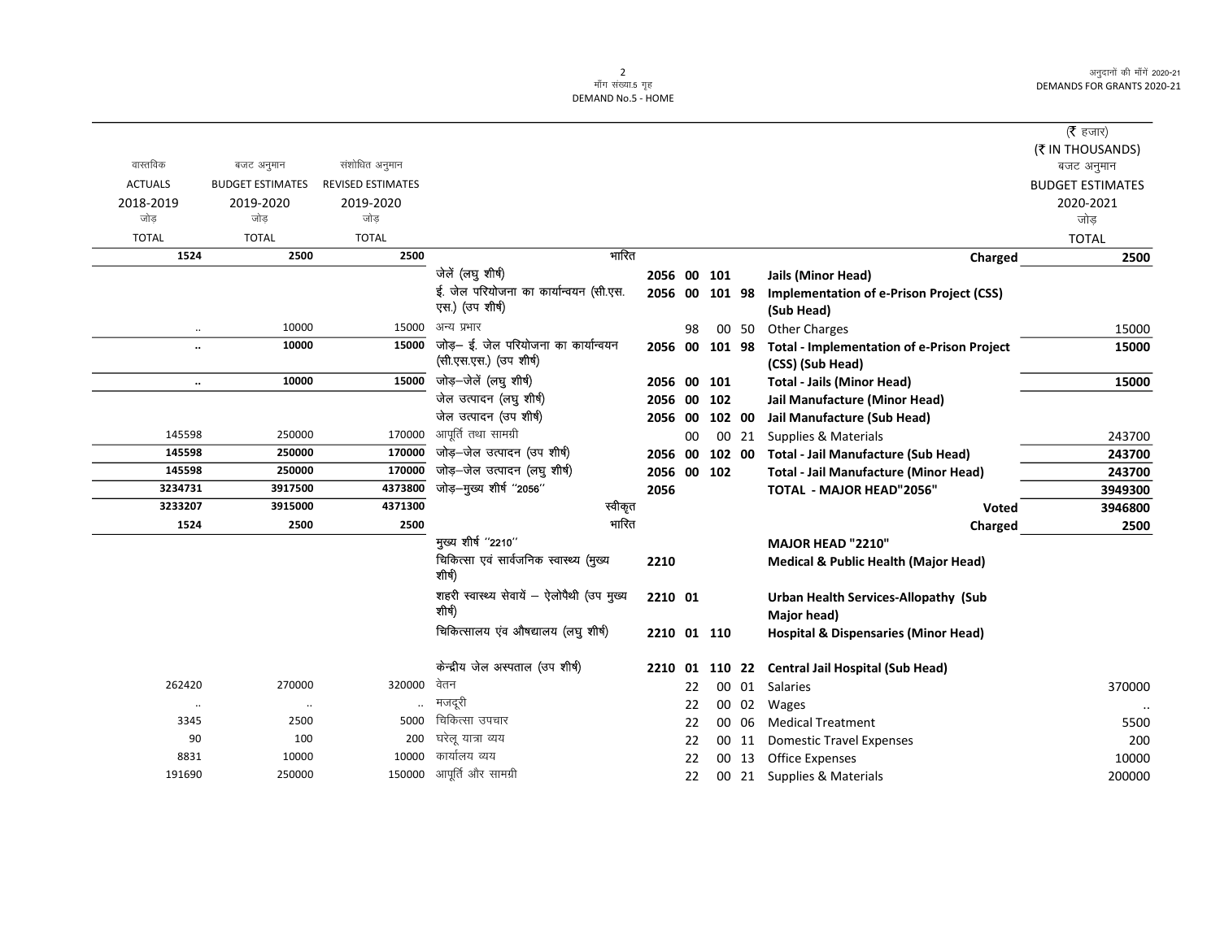(₹ हजार)
(₹ IN THOUSANDS)

| वास्तविक ACTUALS 2018-2019 जोड़ TOTAL | बजट अनुमान BUDGET ESTIMATES 2019-2020 जोड़ TOTAL | संशोधित अनुमान REVISED ESTIMATES 2019-2020 जोड़ TOTAL | | | | | | | बजट अनुमान BUDGET ESTIMATES 2020-2021 जोड़ TOTAL |
|---|---|---|---|---|---|---|---|---|---|
| **1524** | **2500** | **2500** | भारित | | | | | **Charged** | **2500** |
| | | | जेलें (लघु शीर्ष) | 2056 | 00 | 101 | | **Jails (Minor Head)** | |
| | | | ई. जेल परियोजना का कार्यान्वयन (सी.एस.एस.) (उप शीर्ष) | 2056 | 00 | 101 | 98 | **Implementation of e-Prison Project (CSS) (Sub Head)** | |
| .. | 10000 | 15000 | अन्य प्रभार | | 98 | 00 | 50 | Other Charges | 15000 |
| **..** | **10000** | **15000** | जोड़– ई. जेल परियोजना का कार्यान्वयन (सी.एस.एस.) (उप शीर्ष) | 2056 | 00 | 101 | 98 | **Total - Implementation of e-Prison Project (CSS) (Sub Head)** | **15000** |
| **..** | **10000** | **15000** | जोड़–जेलें (लघु शीर्ष) | 2056 | 00 | 101 | | **Total - Jails (Minor Head)** | **15000** |
| | | | जेल उत्पादन (लघु शीर्ष) | 2056 | 00 | 102 | | **Jail Manufacture (Minor Head)** | |
| | | | जेल उत्पादन (उप शीर्ष) | 2056 | 00 | 102 | 00 | **Jail Manufacture (Sub Head)** | |
| 145598 | 250000 | 170000 | आपूर्ति तथा सामग्री | | 00 | 00 | 21 | Supplies & Materials | 243700 |
| **145598** | **250000** | **170000** | जोड़–जेल उत्पादन (उप शीर्ष) | 2056 | 00 | 102 | 00 | **Total - Jail Manufacture (Sub Head)** | **243700** |
| **145598** | **250000** | **170000** | जोड़–जेल उत्पादन (लघु शीर्ष) | 2056 | 00 | 102 | | **Total - Jail Manufacture (Minor Head)** | **243700** |
| **3234731** | **3917500** | **4373800** | जोड़–मुख्य शीर्ष "2056" | 2056 | | | | **TOTAL - MAJOR HEAD"2056"** | **3949300** |
| **3233207** | **3915000** | **4371300** | स्वीकृत | | | | | **Voted** | **3946800** |
| **1524** | **2500** | **2500** | भारित | | | | | **Charged** | **2500** |
| | | | मुख्य शीर्ष "2210" | | | | | **MAJOR HEAD "2210"** | |
| | | | चिकित्सा एवं सार्वजनिक स्वास्थ्य (मुख्य शीर्ष) | 2210 | | | | **Medical & Public Health (Major Head)** | |
| | | | शहरी स्वास्थ्य सेवायें – ऐलोपैथी (उप मुख्य शीर्ष) | 2210 | 01 | | | **Urban Health Services-Allopathy (Sub Major head)** | |
| | | | चिकित्सालय एंव औषद्यालय (लघु शीर्ष) | 2210 | 01 | 110 | | **Hospital & Dispensaries (Minor Head)** | |
| | | | केन्द्रीय जेल अस्पताल (उप शीर्ष) | 2210 | 01 | 110 | 22 | **Central Jail Hospital (Sub Head)** | |
| 262420 | 270000 | 320000 | वेतन | | 22 | 00 | 01 | Salaries | 370000 |
| .. | .. | .. | मजदूरी | | 22 | 00 | 02 | Wages | .. |
| 3345 | 2500 | 5000 | चिकित्सा उपचार | | 22 | 00 | 06 | Medical Treatment | 5500 |
| 90 | 100 | 200 | घरेलू यात्रा व्यय | | 22 | 00 | 11 | Domestic Travel Expenses | 200 |
| 8831 | 10000 | 10000 | कार्यालय व्यय | | 22 | 00 | 13 | Office Expenses | 10000 |
| 191690 | 250000 | 150000 | आपूर्ति और सामग्री | | 22 | 00 | 21 | Supplies & Materials | 200000 |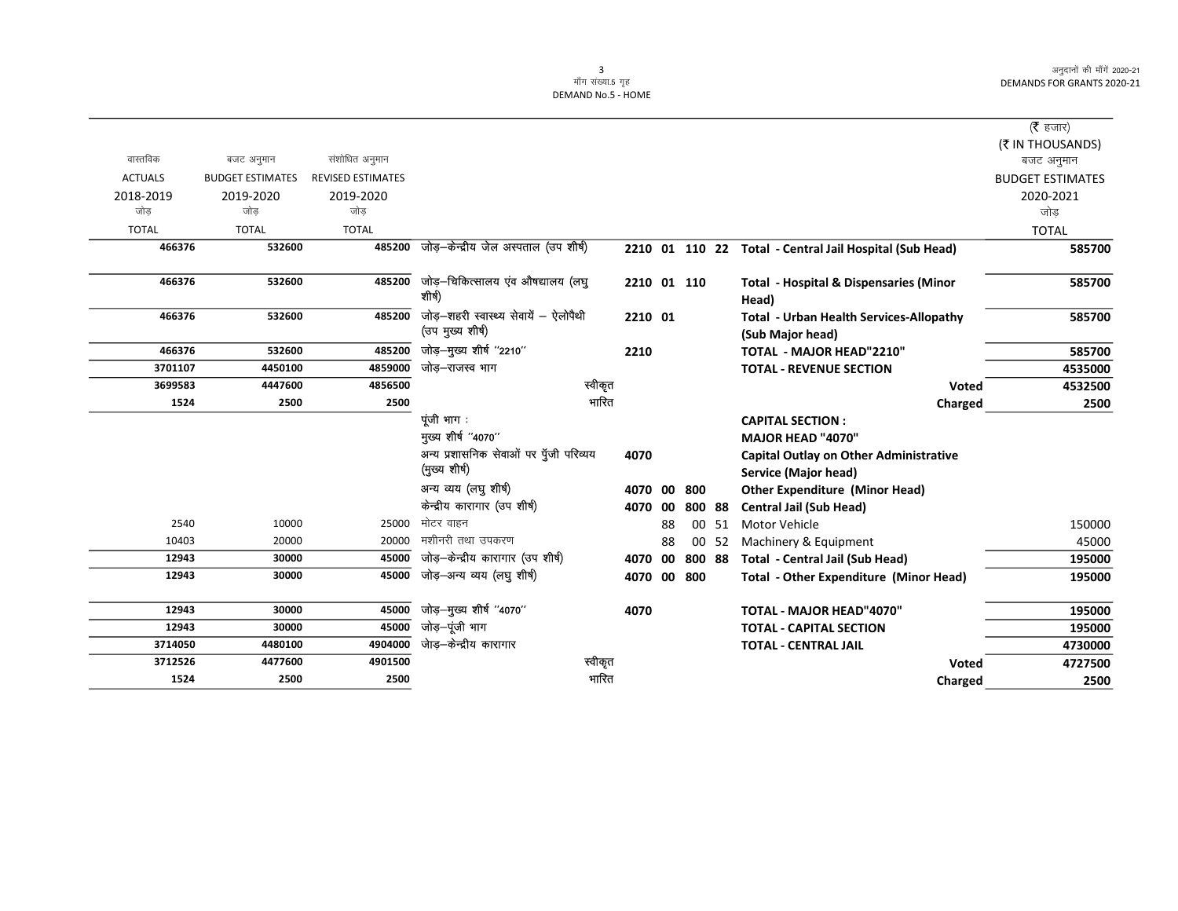| वास्तविक ACTUALS 2018-2019 जोड़ TOTAL | बजट अनुमान BUDGET ESTIMATES 2019-2020 जोड़ TOTAL | संशोधित अनुमान REVISED ESTIMATES 2019-2020 जोड़ TOTAL | | | | | | | (₹ हजार) (₹ IN THOUSANDS) बजट अनुमान BUDGET ESTIMATES 2020-2021 जोड़ TOTAL |
|---|---|---|---|---|---|---|---|---|---|
| 466376 | 532600 | 485200 | जोड़–केन्द्रीय जेल अस्पताल (उप शीर्ष) | 2210 | 01 | 110 | 22 | **Total - Central Jail Hospital (Sub Head)** | 585700 |
| 466376 | 532600 | 485200 | जोड़–चिकित्सालय एंव औषद्यालय (लघु शीर्ष) | 2210 | 01 | 110 | | **Total - Hospital & Dispensaries (Minor Head)** | 585700 |
| 466376 | 532600 | 485200 | जोड़–शहरी स्वास्थ्य सेवायें – ऐलोपैथी (उप मुख्य शीर्ष) | 2210 | 01 | | | **Total - Urban Health Services-Allopathy (Sub Major head)** | 585700 |
| 466376 | 532600 | 485200 | जोड़–मुख्य शीर्ष ''2210'' | 2210 | | | | **TOTAL - MAJOR HEAD"2210"** | 585700 |
| 3701107 | 4450100 | 4859000 | जोड़–राजस्व भाग | | | | | **TOTAL - REVENUE SECTION** | 4535000 |
| 3699583 | 4447600 | 4856500 | स्वीकृत | | | | | **Voted** | 4532500 |
| 1524 | 2500 | 2500 | भारित | | | | | **Charged** | 2500 |
| | | | पूंजी भाग : | | | | | **CAPITAL SECTION :** | |
| | | | मुख्य शीर्ष ''4070'' | | | | | **MAJOR HEAD "4070"** | |
| | | | अन्य प्रशासनिक सेवाओं पर पुँजी परिव्यय (मुख्य शीर्ष) | 4070 | | | | **Capital Outlay on Other Administrative Service (Major head)** | |
| | | | अन्य व्यय (लघु शीर्ष) | 4070 | 00 | 800 | | **Other Expenditure (Minor Head)** | |
| | | | केन्द्रीय कारागार (उप शीर्ष) | 4070 | 00 | 800 | 88 | **Central Jail (Sub Head)** | |
| 2540 | 10000 | 25000 | मोटर वाहन | | 88 | 00 | 51 | Motor Vehicle | 150000 |
| 10403 | 20000 | 20000 | मशीनरी तथा उपकरण | | 88 | 00 | 52 | Machinery & Equipment | 45000 |
| 12943 | 30000 | 45000 | जोड़–केन्द्रीय कारागार (उप शीर्ष) | 4070 | 00 | 800 | 88 | **Total - Central Jail (Sub Head)** | 195000 |
| 12943 | 30000 | 45000 | जोड़–अन्य व्यय (लघु शीर्ष) | 4070 | 00 | 800 | | **Total - Other Expenditure (Minor Head)** | 195000 |
| 12943 | 30000 | 45000 | जोड़–मुख्य शीर्ष ''4070'' | 4070 | | | | **TOTAL - MAJOR HEAD"4070"** | 195000 |
| 12943 | 30000 | 45000 | जोड़–पूंजी भाग | | | | | **TOTAL - CAPITAL SECTION** | 195000 |
| 3714050 | 4480100 | 4904000 | जोड़–केन्द्रीय कारागार | | | | | **TOTAL - CENTRAL JAIL** | 4730000 |
| 3712526 | 4477600 | 4901500 | स्वीकृत | | | | | **Voted** | 4727500 |
| 1524 | 2500 | 2500 | भारित | | | | | **Charged** | 2500 |